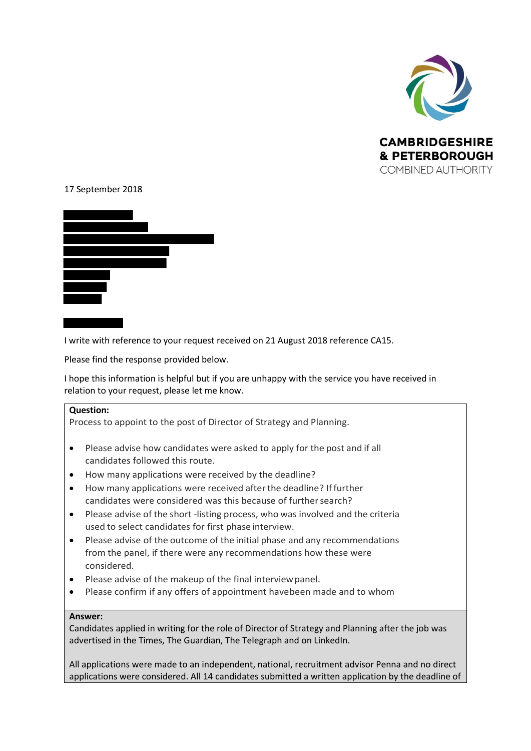CAMBRIDGESHIRE
& PETERBOROUGH
COMBINED AUTHORITY

17 September 2018

I write with reference to your request received on 21 August 2018 reference CA15.

Please find the response provided below.

I hope this information is helpful but if you are unhappy with the service you have received in relation to your request, please let me know.

**Question:**
Process to appoint to the post of Director of Strategy and Planning.

- Please advise how candidates were asked to apply for the post and if all candidates followed this route.
- How many applications were received by the deadline?
- How many applications were received after the deadline? If further candidates were considered was this because of further search?
- Please advise of the short -listing process, who was involved and the criteria used to select candidates for first phase interview.
- Please advise of the outcome of the initial phase and any recommendations from the panel, if there were any recommendations how these were considered.
- Please advise of the makeup of the final interview panel.
- Please confirm if any offers of appointment havebeen made and to whom

**Answer:**
Candidates applied in writing for the role of Director of Strategy and Planning after the job was advertised in the Times, The Guardian, The Telegraph and on LinkedIn.

All applications were made to an independent, national, recruitment advisor Penna and no direct applications were considered. All 14 candidates submitted a written application by the deadline of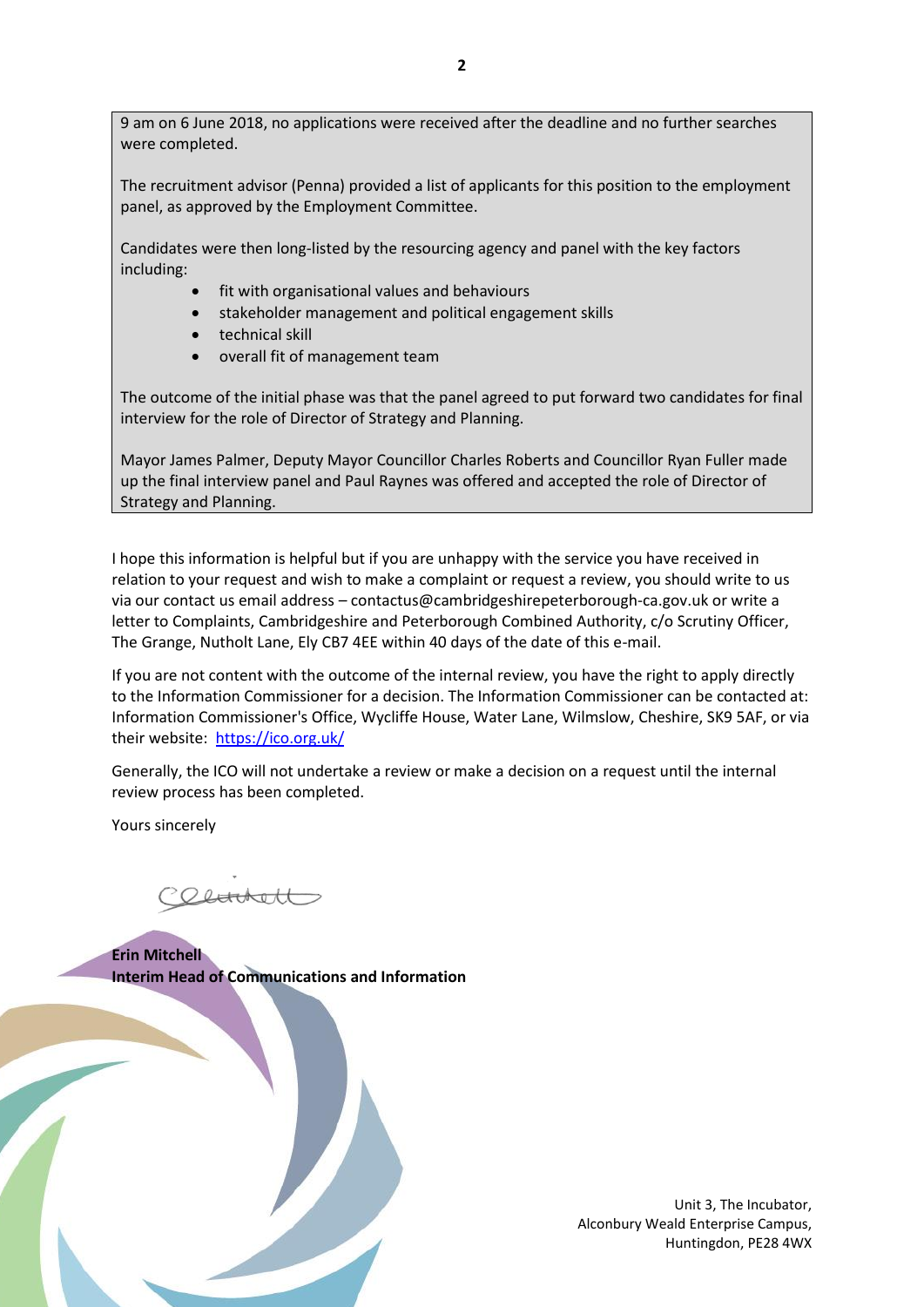9 am on 6 June 2018, no applications were received after the deadline and no further searches were completed.

The recruitment advisor (Penna) provided a list of applicants for this position to the employment panel, as approved by the Employment Committee.

Candidates were then long-listed by the resourcing agency and panel with the key factors including:

- fit with organisational values and behaviours
- stakeholder management and political engagement skills
- technical skill
- overall fit of management team

The outcome of the initial phase was that the panel agreed to put forward two candidates for final interview for the role of Director of Strategy and Planning.

Mayor James Palmer, Deputy Mayor Councillor Charles Roberts and Councillor Ryan Fuller made up the final interview panel and Paul Raynes was offered and accepted the role of Director of Strategy and Planning.

I hope this information is helpful but if you are unhappy with the service you have received in relation to your request and wish to make a complaint or request a review, you should write to us via our contact us email address – contactus@cambridgeshirepeterborough-ca.gov.uk or write a letter to Complaints, Cambridgeshire and Peterborough Combined Authority, c/o Scrutiny Officer, The Grange, Nutholt Lane, Ely CB7 4EE within 40 days of the date of this e-mail.

If you are not content with the outcome of the internal review, you have the right to apply directly to the Information Commissioner for a decision. The Information Commissioner can be contacted at: Information Commissioner's Office, Wycliffe House, Water Lane, Wilmslow, Cheshire, SK9 5AF, or via their website: [https://ico.org.uk/](https://ico.org.uk/)

Generally, the ICO will not undertake a review or make a decision on a request until the internal review process has been completed.

Yours sincerely

**Erin Mitchell**
**Interim Head of Communications and Information**

Unit 3, The Incubator,
Alconbury Weald Enterprise Campus,
Huntingdon, PE28 4WX